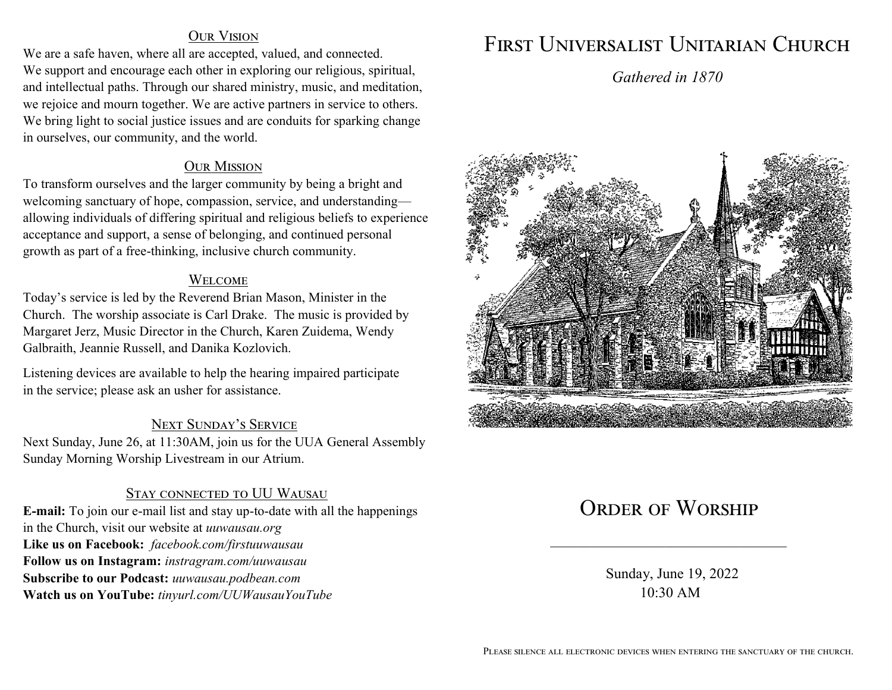## Our Vision

We are a safe haven, where all are accepted, valued, and connected. We support and encourage each other in exploring our religious, spiritual, and intellectual paths. Through our shared ministry, music, and meditation, we rejoice and mourn together. We are active partners in service to others. We bring light to social justice issues and are conduits for sparking change in ourselves, our community, and the world.

## Our Mission

To transform ourselves and the larger community by being a bright and welcoming sanctuary of hope, compassion, service, and understanding—allowing individuals of differing spiritual and religious beliefs to experience acceptance and support, a sense of belonging, and continued personal growth as part of a free-thinking, inclusive church community.

## Welcome

Today's service is led by the Reverend Brian Mason, Minister in the Church. The worship associate is Carl Drake. The music is provided by Margaret Jerz, Music Director in the Church, Karen Zuidema, Wendy Galbraith, Jeannie Russell, and Danika Kozlovich.

Listening devices are available to help the hearing impaired participate in the service; please ask an usher for assistance.

## Next Sunday's Service

Next Sunday, June 26, at 11:30AM, join us for the UUA General Assembly Sunday Morning Worship Livestream in our Atrium.

## Stay connected to UU Wausau

**E-mail:** To join our e-mail list and stay up-to-date with all the happenings in the Church, visit our website at *uuwausau.org*
**Like us on Facebook:** *facebook.com/firstuuwausau*
**Follow us on Instagram:** *instragram.com/uuwausau*
**Subscribe to our Podcast:** *uuwausau.podbean.com*
**Watch us on YouTube:** *tinyurl.com/UUWausauYouTube*

# First Universalist Unitarian Church

*Gathered in 1870*

# Order of Worship

---

Sunday, June 19, 2022
10:30 AM

Please silence all electronic devices when entering the sanctuary of the church.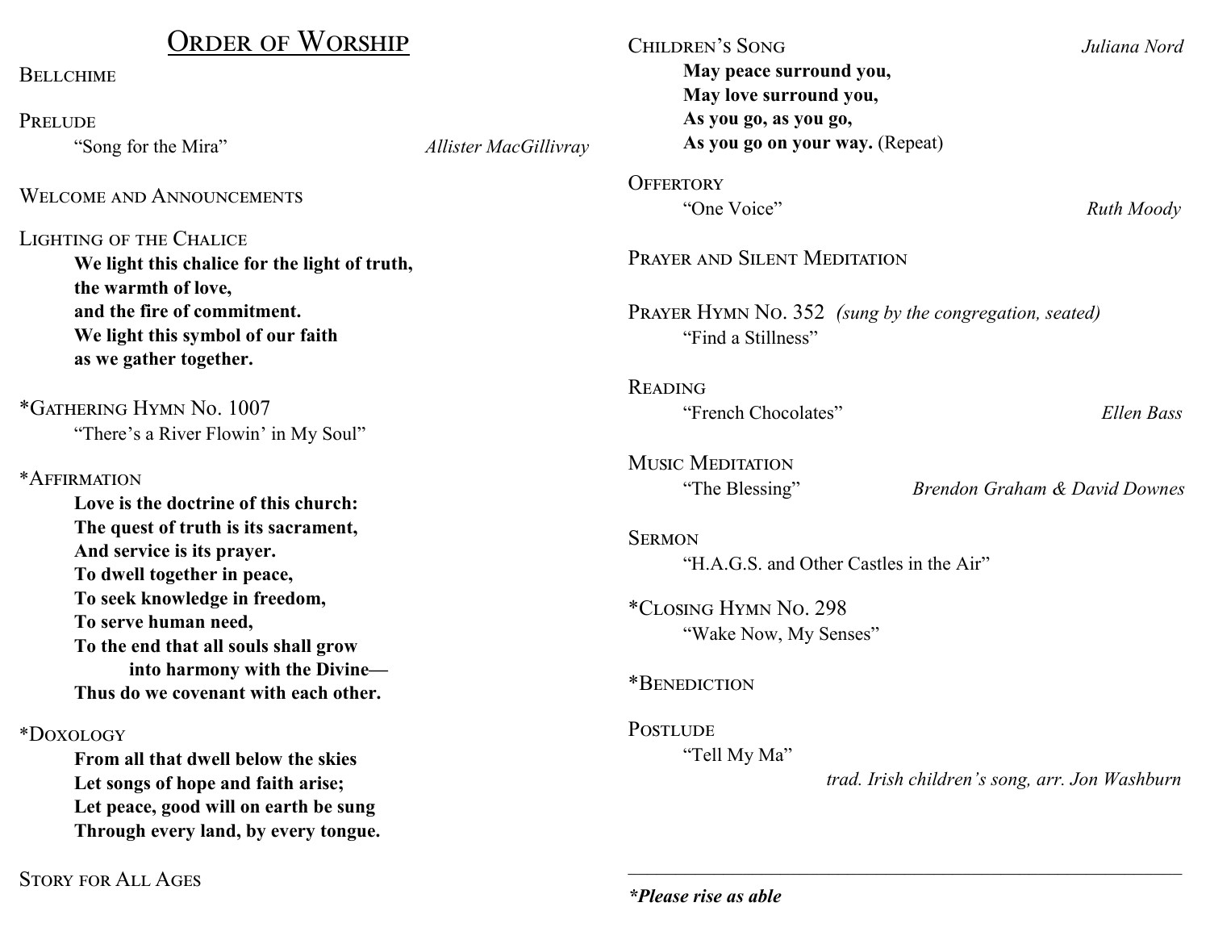# Order of Worship

Bellchime

Prelude

"Song for the Mira" *Allister MacGillivray*

Welcome and Announcements

Lighting of the Chalice

**We light this chalice for the light of truth,**
**the warmth of love,**
**and the fire of commitment.**
**We light this symbol of our faith**
**as we gather together.**

*Gathering Hymn No. 1007

"There's a River Flowin' in My Soul"

*Affirmation

**Love is the doctrine of this church:**
**The quest of truth is its sacrament,**
**And service is its prayer.**
**To dwell together in peace,**
**To seek knowledge in freedom,**
**To serve human need,**
**To the end that all souls shall grow**
**into harmony with the Divine—**
**Thus do we covenant with each other.**

*Doxology

**From all that dwell below the skies**
**Let songs of hope and faith arise;**
**Let peace, good will on earth be sung**
**Through every land, by every tongue.**

Story for All Ages

Children's Song *Juliana Nord*

**May peace surround you,**
**May love surround you,**
**As you go, as you go,**
**As you go on your way.** (Repeat)

Offertory

"One Voice" *Ruth Moody*

Prayer and Silent Meditation

Prayer Hymn No. 352 *(sung by the congregation, seated)*

"Find a Stillness"

Reading

"French Chocolates" *Ellen Bass*

Music Meditation

"The Blessing" *Brendon Graham & David Downes*

Sermon

"H.A.G.S. and Other Castles in the Air"

*Closing Hymn No. 298

"Wake Now, My Senses"

*Benediction

Postlude

"Tell My Ma"

*trad. Irish children's song, arr. Jon Washburn*

---

***Please rise as able**